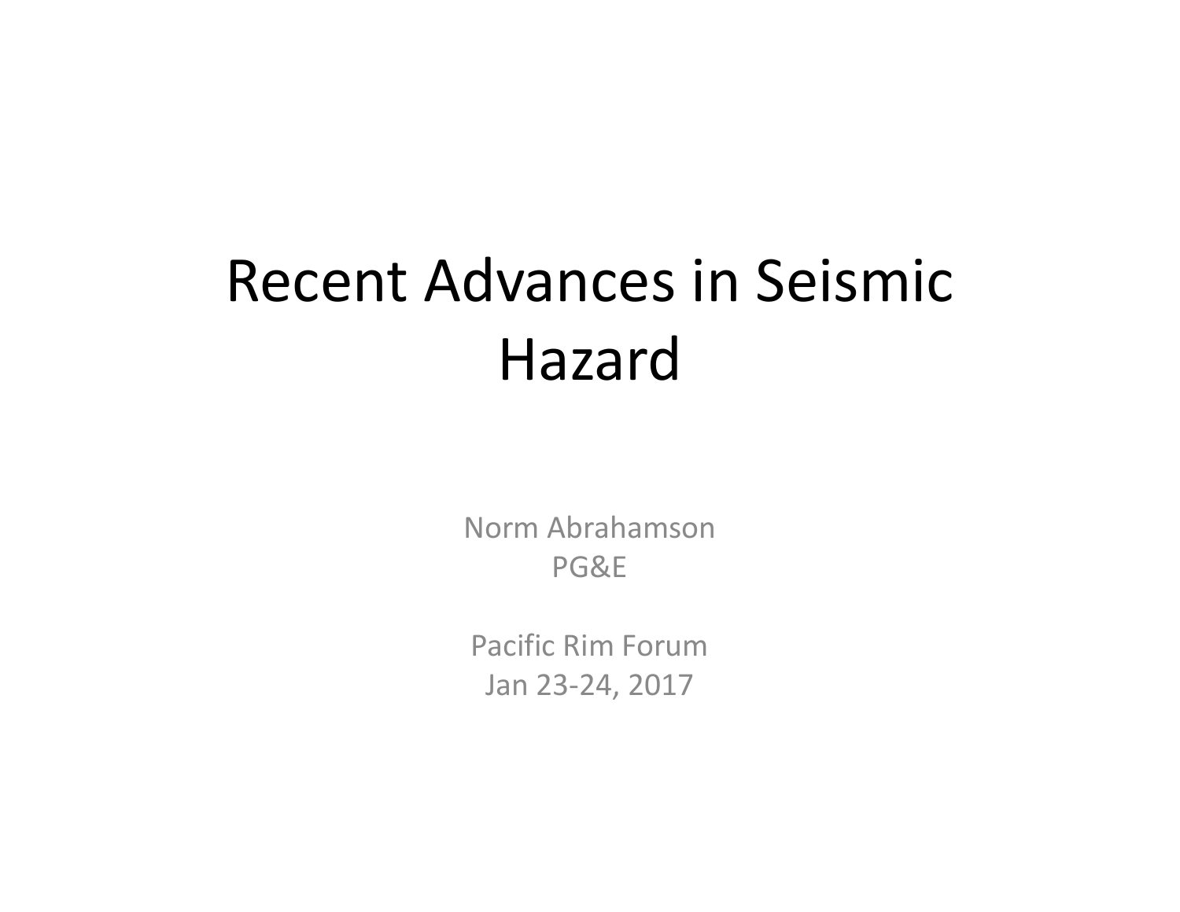# Recent Advances in Seismic Hazard

Norm Abrahamson
PG&E

Pacific Rim Forum
Jan 23-24, 2017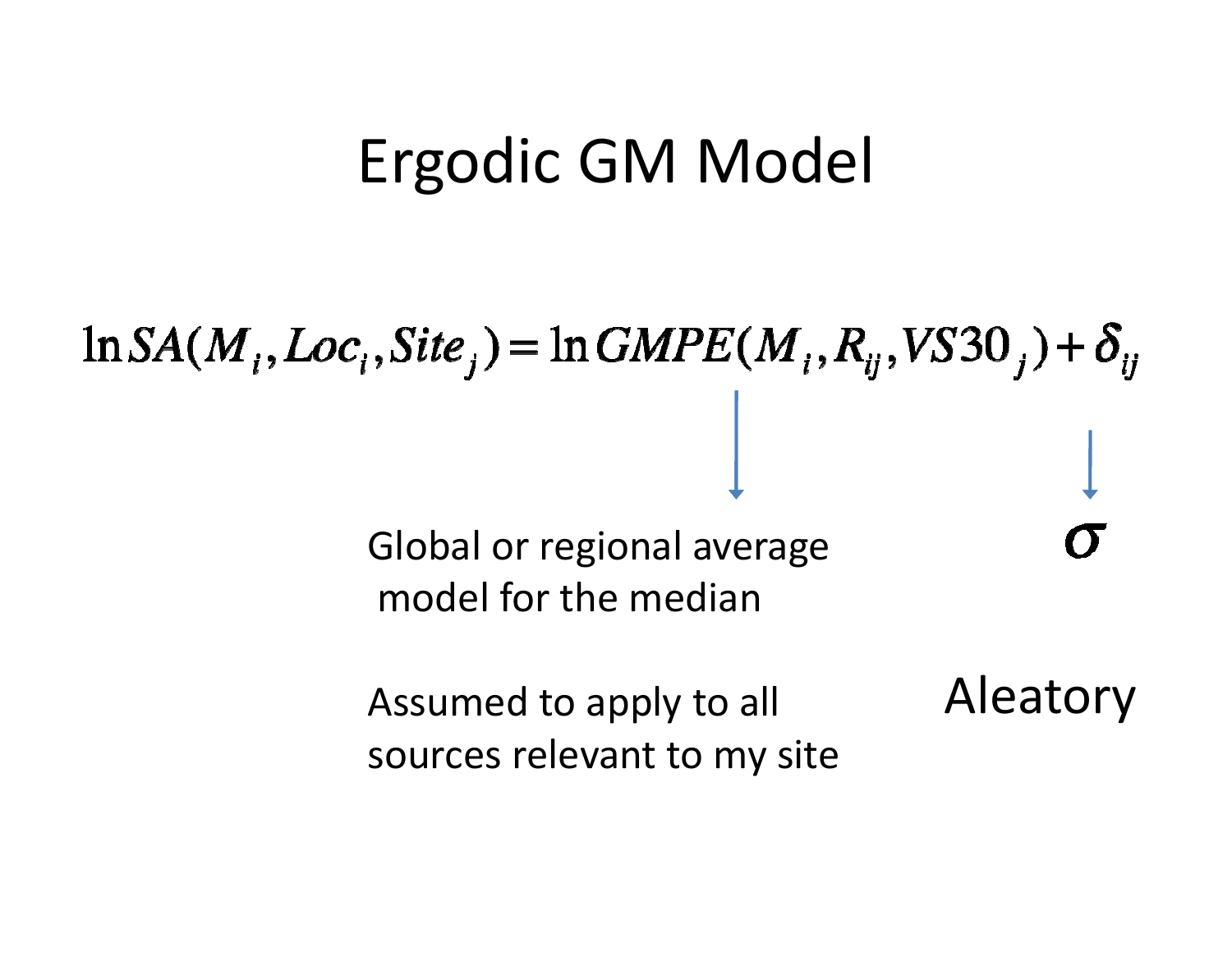# Ergodic GM Model

$$\ln SA(M_i, Loc_i, Site_j) = \ln GMPE(M_i, R_{ij}, VS30_j) + \delta_{ij}$$

Global or regional average model for the median

Assumed to apply to all sources relevant to my site

$\sigma$

Aleatory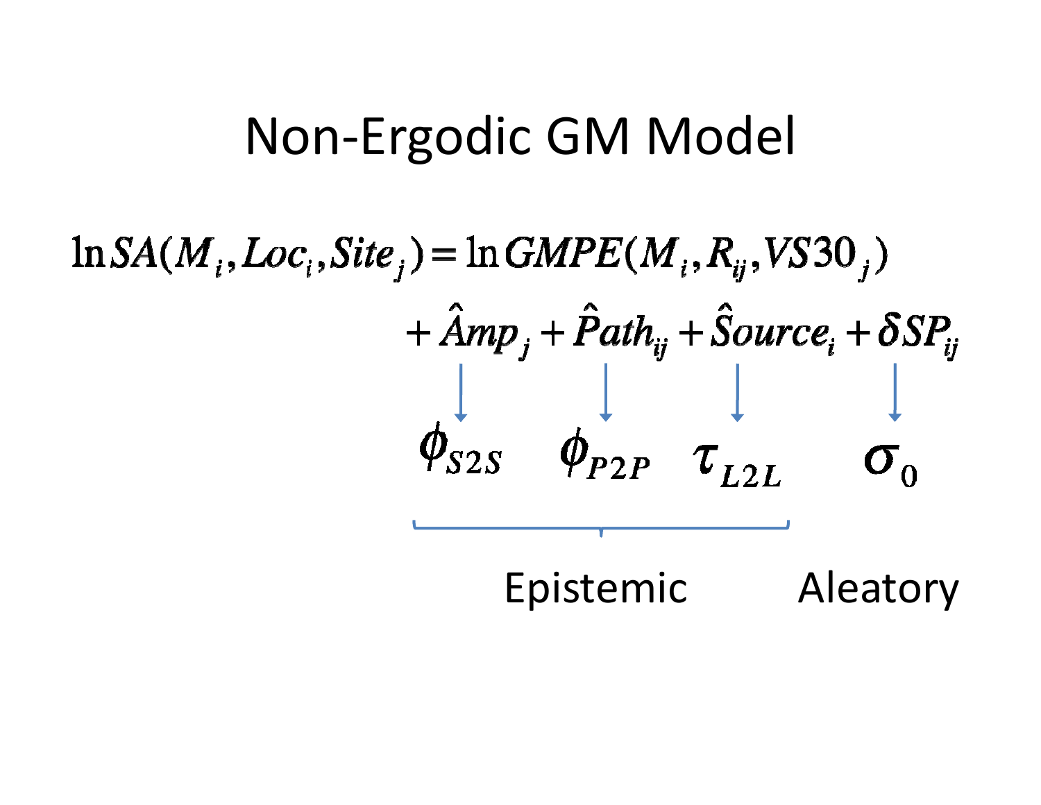# Non-Ergodic GM Model

$$\ln SA(M_i, Loc_i, Site_j) = \ln GMPE(M_i, R_{ij}, VS30_j) + \hat{A}mp_j + \hat{P}ath_{ij} + \hat{S}ource_i + \delta SP_{ij}$$

$\hat{A}mp_j \rightarrow \phi_{S2S}$

$\hat{P}ath_{ij} \rightarrow \phi_{P2P}$

$\hat{S}ource_i \rightarrow \tau_{L2L}$

$\delta SP_{ij} \rightarrow \sigma_0$

Epistemic: $\phi_{S2S}$, $\phi_{P2P}$, $\tau_{L2L}$

Aleatory: $\sigma_0$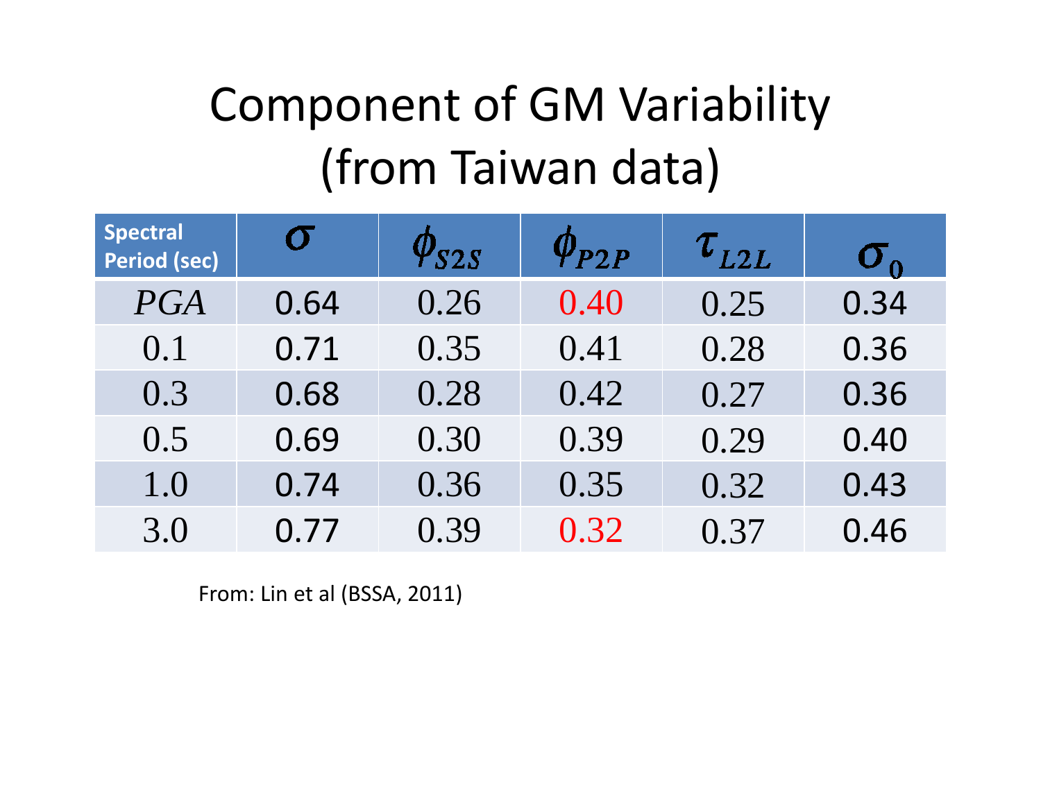# Component of GM Variability (from Taiwan data)

| Spectral Period (sec) | $\sigma$ | $\phi_{S2S}$ | $\phi_{P2P}$ | $\tau_{L2L}$ | $\sigma_0$ |
|---|---|---|---|---|---|
| *PGA* | 0.64 | 0.26 | 0.40 | 0.25 | 0.34 |
| 0.1 | 0.71 | 0.35 | 0.41 | 0.28 | 0.36 |
| 0.3 | 0.68 | 0.28 | 0.42 | 0.27 | 0.36 |
| 0.5 | 0.69 | 0.30 | 0.39 | 0.29 | 0.40 |
| 1.0 | 0.74 | 0.36 | 0.35 | 0.32 | 0.43 |
| 3.0 | 0.77 | 0.39 | 0.32 | 0.37 | 0.46 |

From: Lin et al (BSSA, 2011)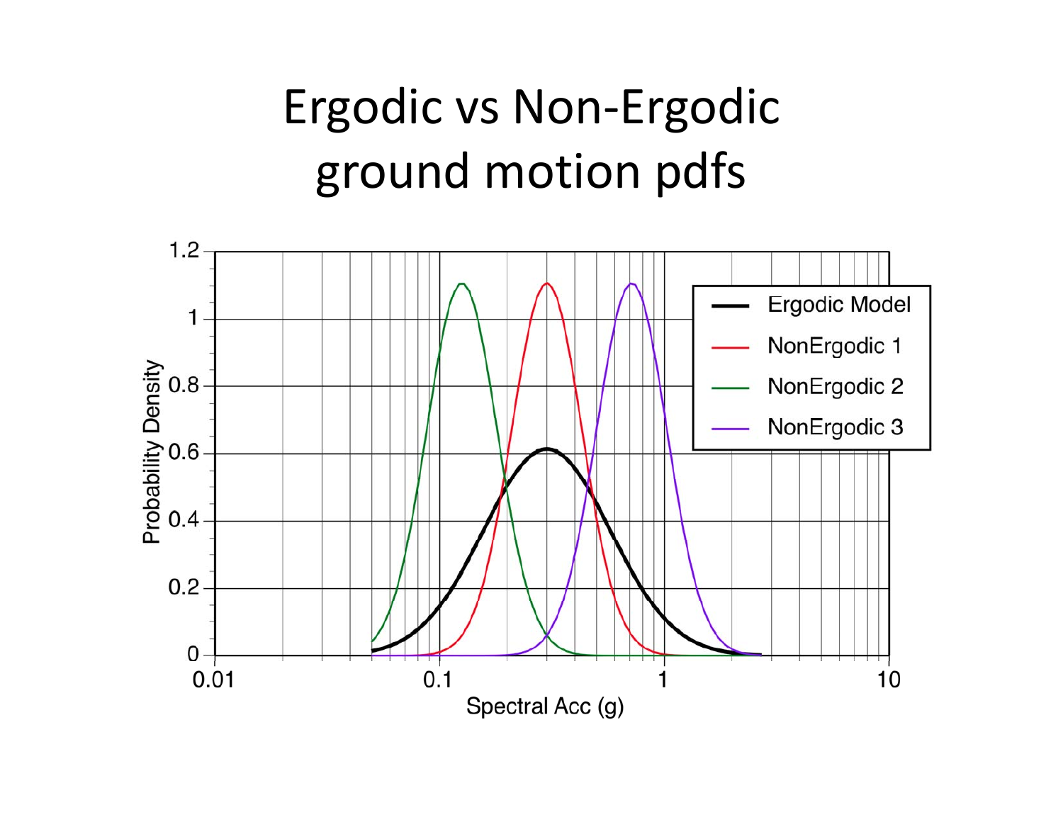# Ergodic vs Non-Ergodic ground motion pdfs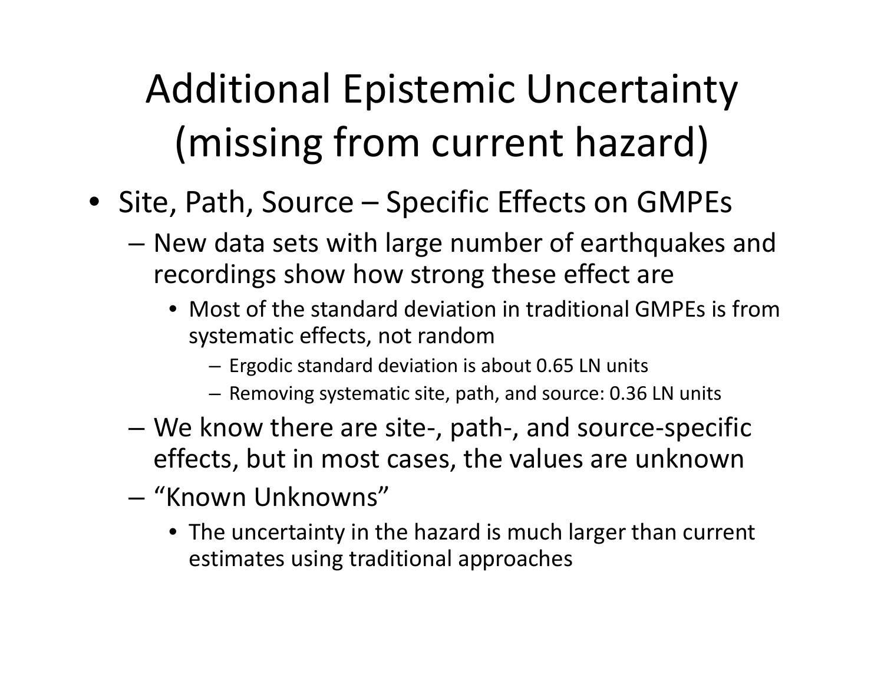# Additional Epistemic Uncertainty (missing from current hazard)

- Site, Path, Source – Specific Effects on GMPEs
  - New data sets with large number of earthquakes and recordings show how strong these effect are
    - Most of the standard deviation in traditional GMPEs is from systematic effects, not random
      - Ergodic standard deviation is about 0.65 LN units
      - Removing systematic site, path, and source: 0.36 LN units
  - We know there are site-, path-, and source-specific effects, but in most cases, the values are unknown
  - "Known Unknowns"
    - The uncertainty in the hazard is much larger than current estimates using traditional approaches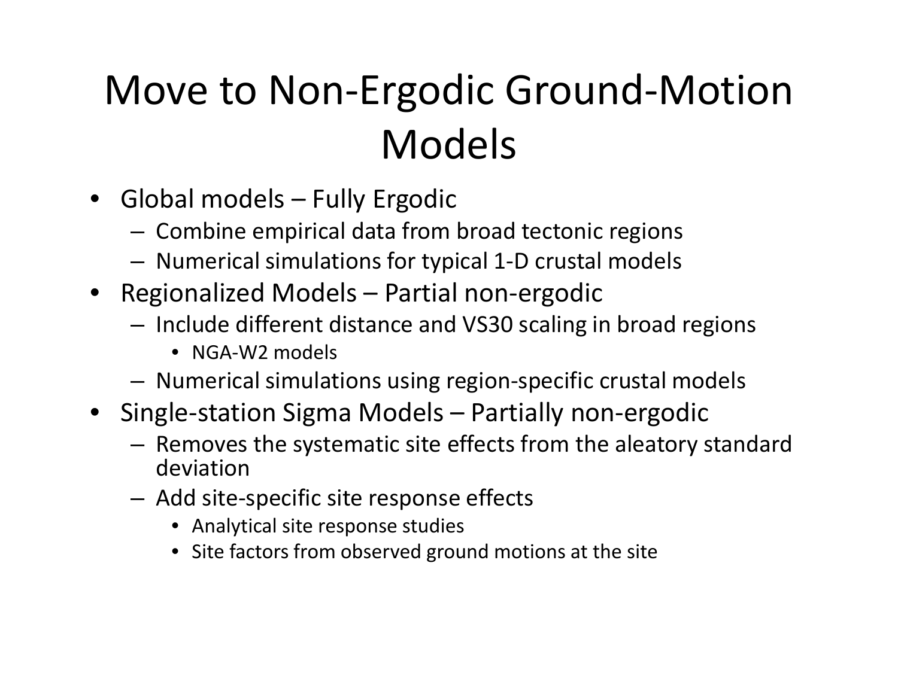# Move to Non-Ergodic Ground-Motion Models

- Global models – Fully Ergodic
  - Combine empirical data from broad tectonic regions
  - Numerical simulations for typical 1-D crustal models
- Regionalized Models – Partial non-ergodic
  - Include different distance and VS30 scaling in broad regions
    - NGA-W2 models
  - Numerical simulations using region-specific crustal models
- Single-station Sigma Models – Partially non-ergodic
  - Removes the systematic site effects from the aleatory standard deviation
  - Add site-specific site response effects
    - Analytical site response studies
    - Site factors from observed ground motions at the site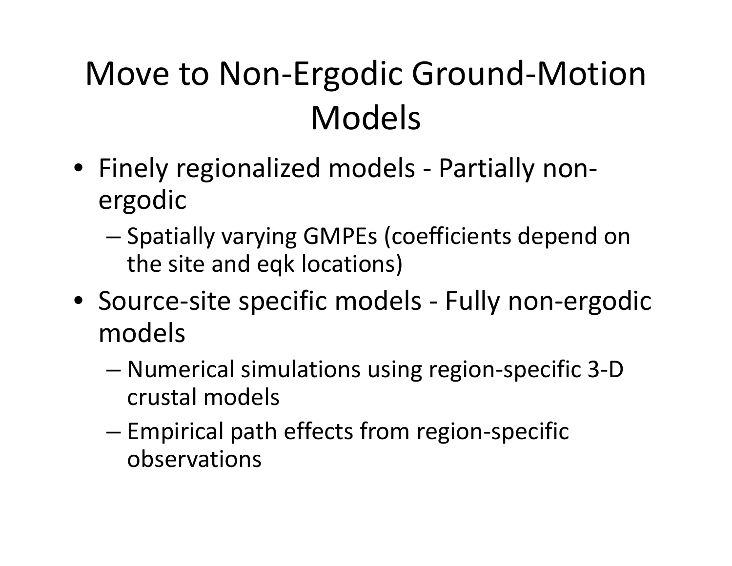# Move to Non-Ergodic Ground-Motion Models

- Finely regionalized models - Partially non-ergodic
  - Spatially varying GMPEs (coefficients depend on the site and eqk locations)
- Source-site specific models - Fully non-ergodic models
  - Numerical simulations using region-specific 3-D crustal models
  - Empirical path effects from region-specific observations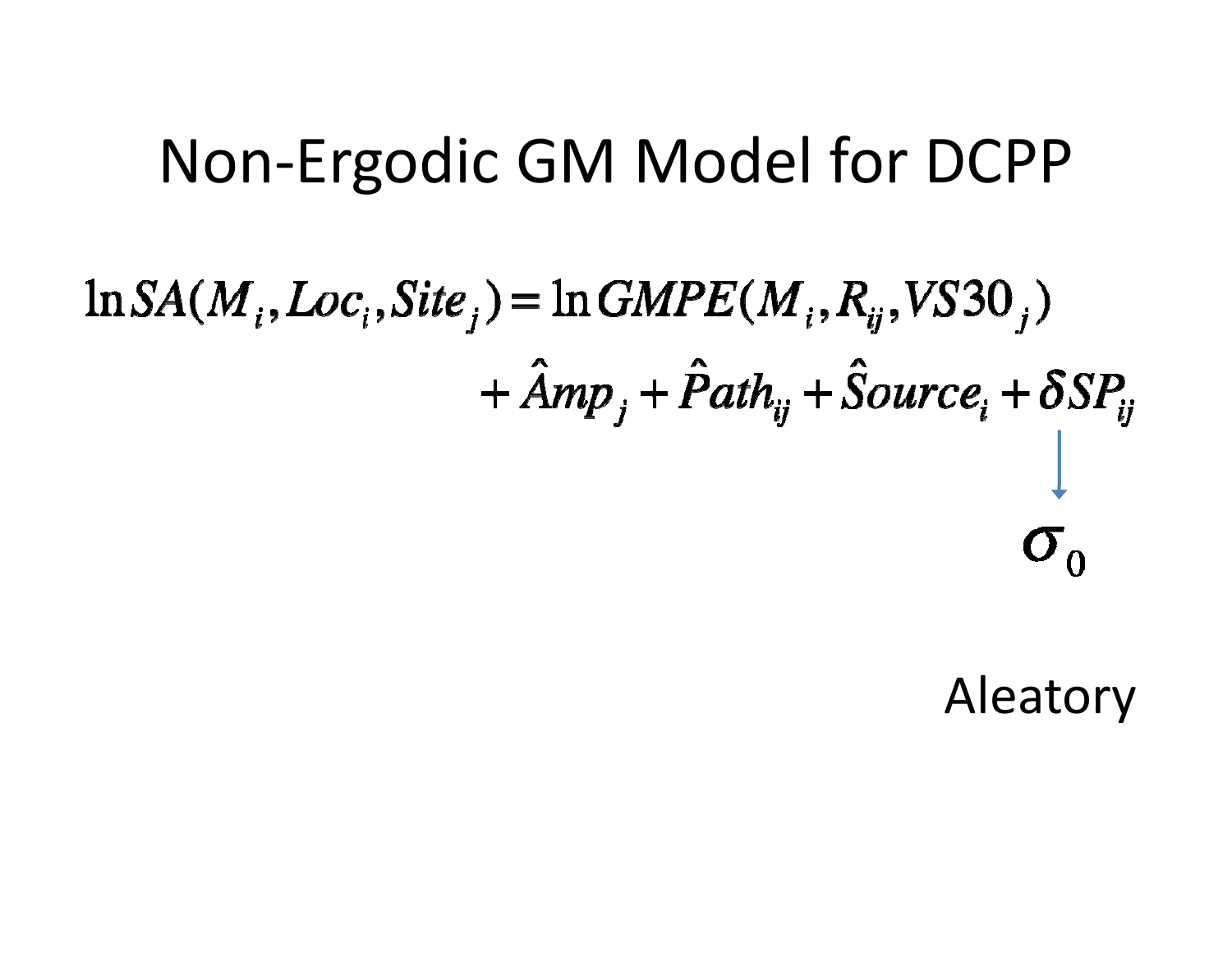# Non-Ergodic GM Model for DCPP

$$\ln SA(M_i, Loc_i, Site_j) = \ln GMPE(M_i, R_{ij}, VS30_j) + \hat{A}mp_j + \hat{P}ath_{ij} + \hat{S}ource_i + \delta SP_{ij}$$

$\delta SP_{ij} \rightarrow \sigma_0$

Aleatory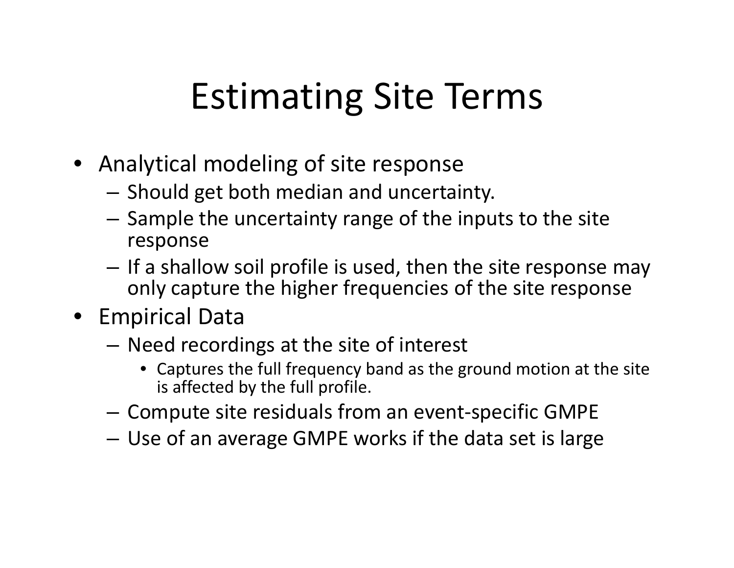# Estimating Site Terms

- Analytical modeling of site response
  - Should get both median and uncertainty.
  - Sample the uncertainty range of the inputs to the site response
  - If a shallow soil profile is used, then the site response may only capture the higher frequencies of the site response
- Empirical Data
  - Need recordings at the site of interest
    - Captures the full frequency band as the ground motion at the site is affected by the full profile.
  - Compute site residuals from an event-specific GMPE
  - Use of an average GMPE works if the data set is large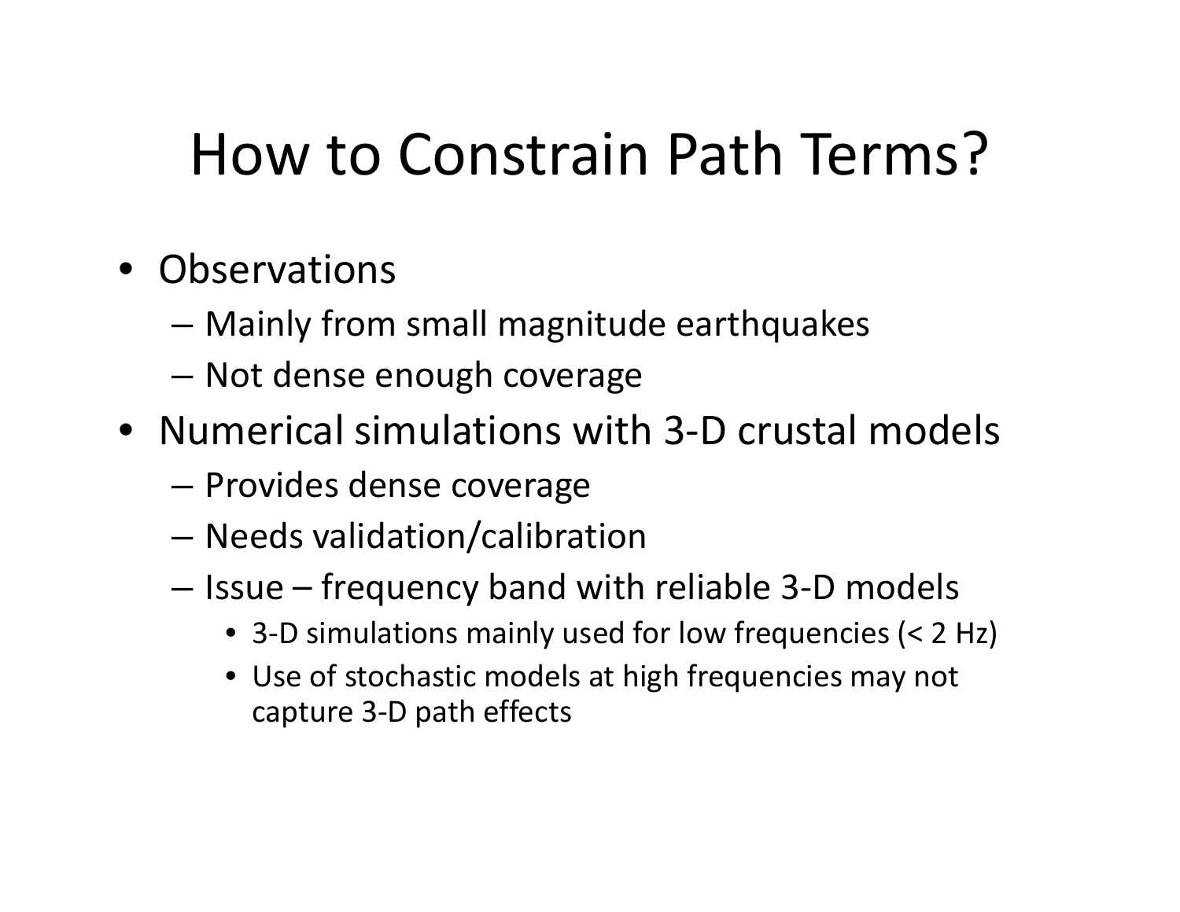# How to Constrain Path Terms?

- Observations
  - Mainly from small magnitude earthquakes
  - Not dense enough coverage
- Numerical simulations with 3-D crustal models
  - Provides dense coverage
  - Needs validation/calibration
  - Issue – frequency band with reliable 3-D models
    - 3-D simulations mainly used for low frequencies (< 2 Hz)
    - Use of stochastic models at high frequencies may not capture 3-D path effects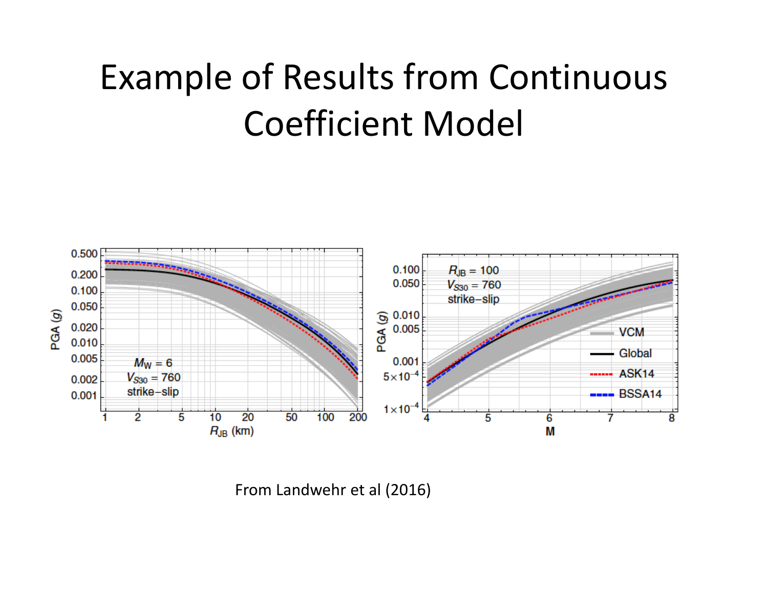# Example of Results from Continuous Coefficient Model

From Landwehr et al (2016)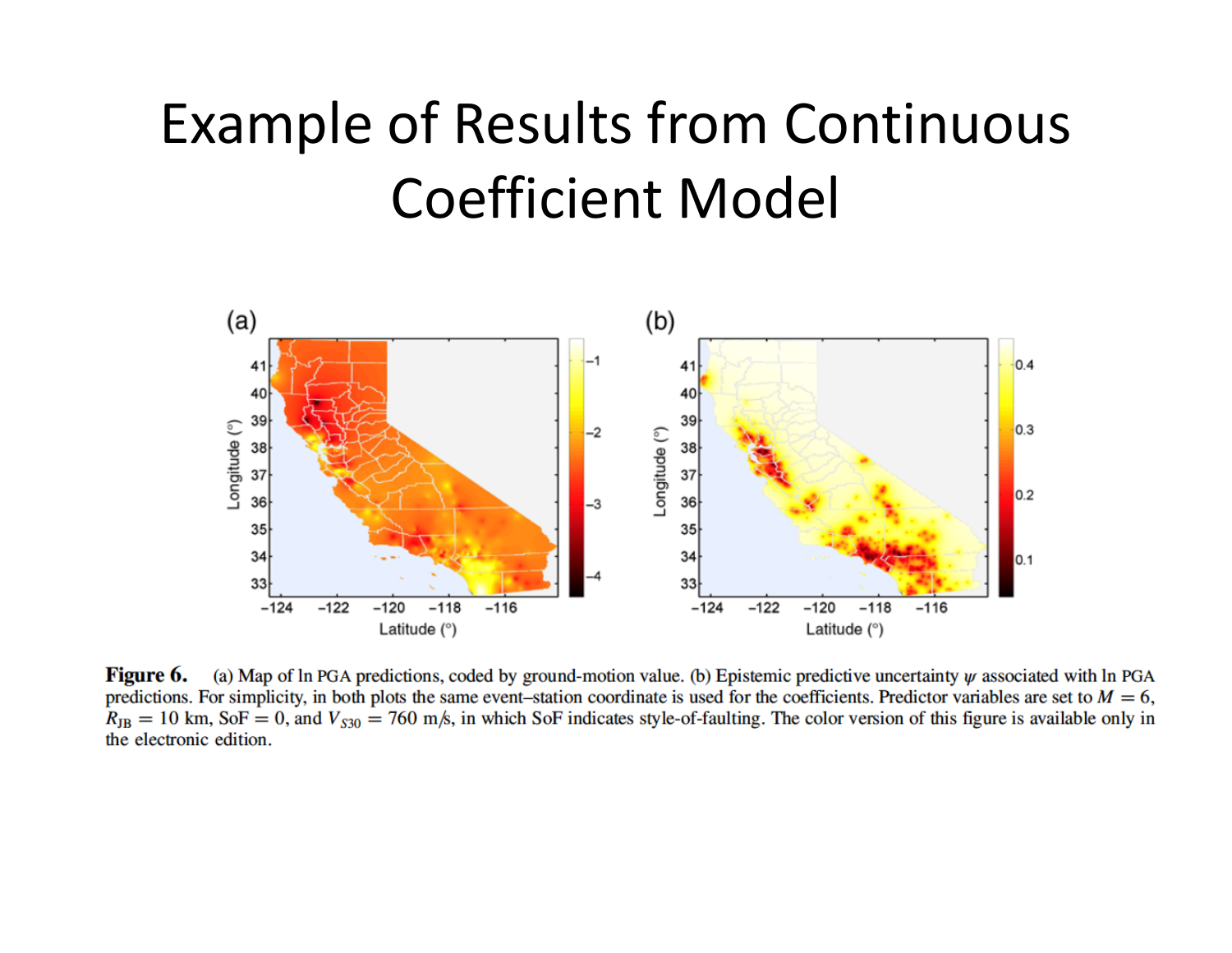# Example of Results from Continuous Coefficient Model

**Figure 6.** (a) Map of ln PGA predictions, coded by ground-motion value. (b) Epistemic predictive uncertainty $\psi$ associated with ln PGA predictions. For simplicity, in both plots the same event–station coordinate is used for the coefficients. Predictor variables are set to $M = 6$, $R_{JB} = 10$ km, SoF $= 0$, and $V_{S30} = 760$ m/s, in which SoF indicates style-of-faulting. The color version of this figure is available only in the electronic edition.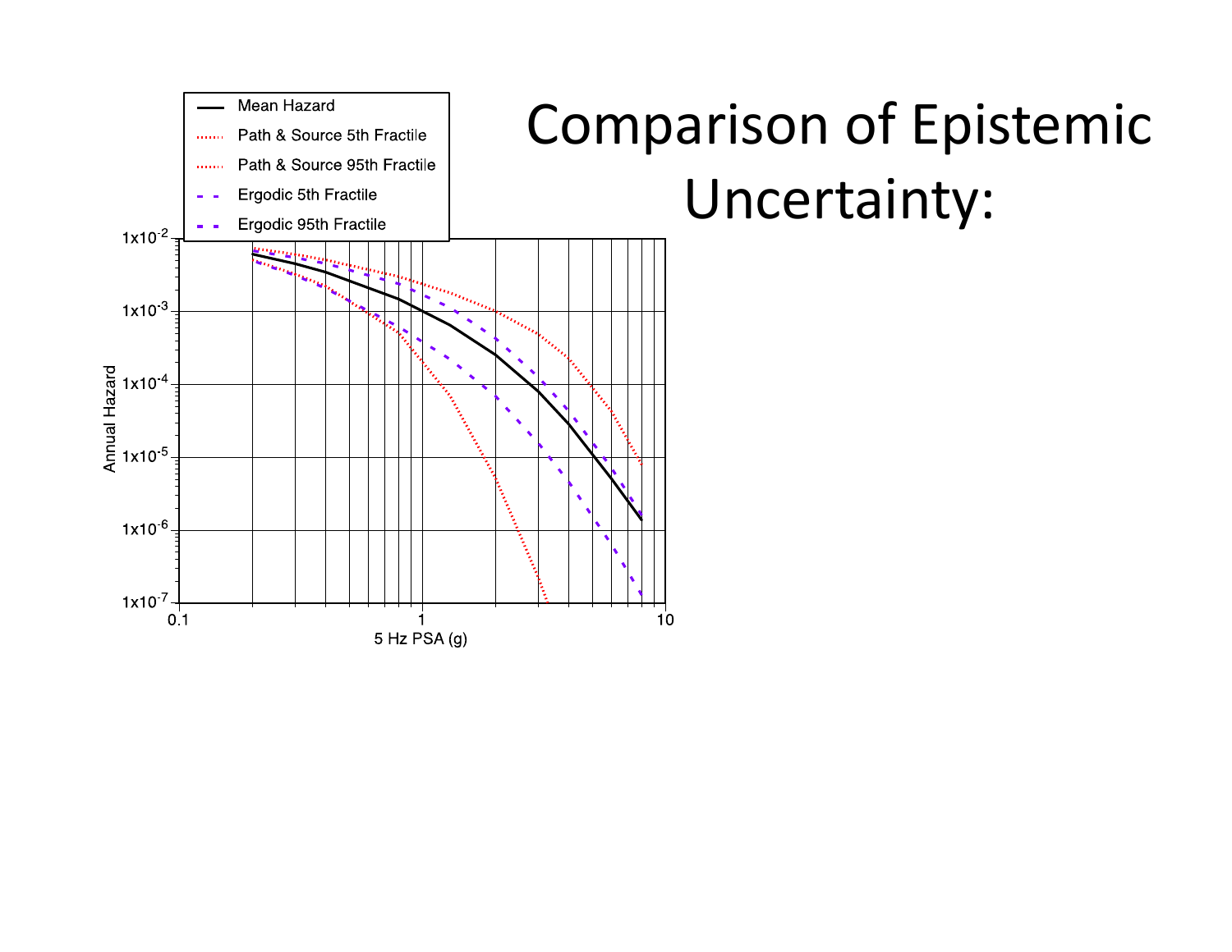# Comparison of Epistemic Uncertainty: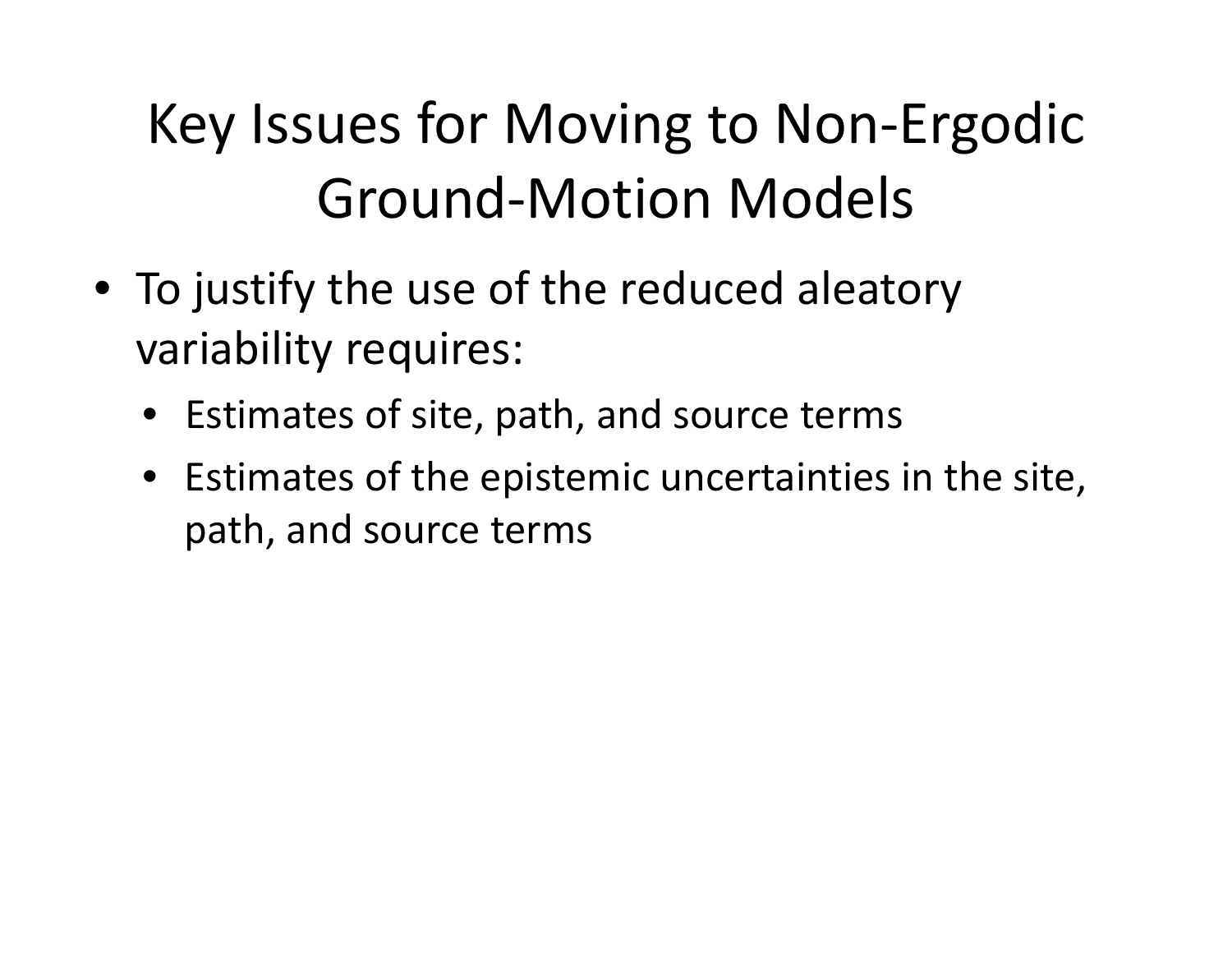# Key Issues for Moving to Non-Ergodic Ground-Motion Models

- To justify the use of the reduced aleatory variability requires:
  - Estimates of site, path, and source terms
  - Estimates of the epistemic uncertainties in the site, path, and source terms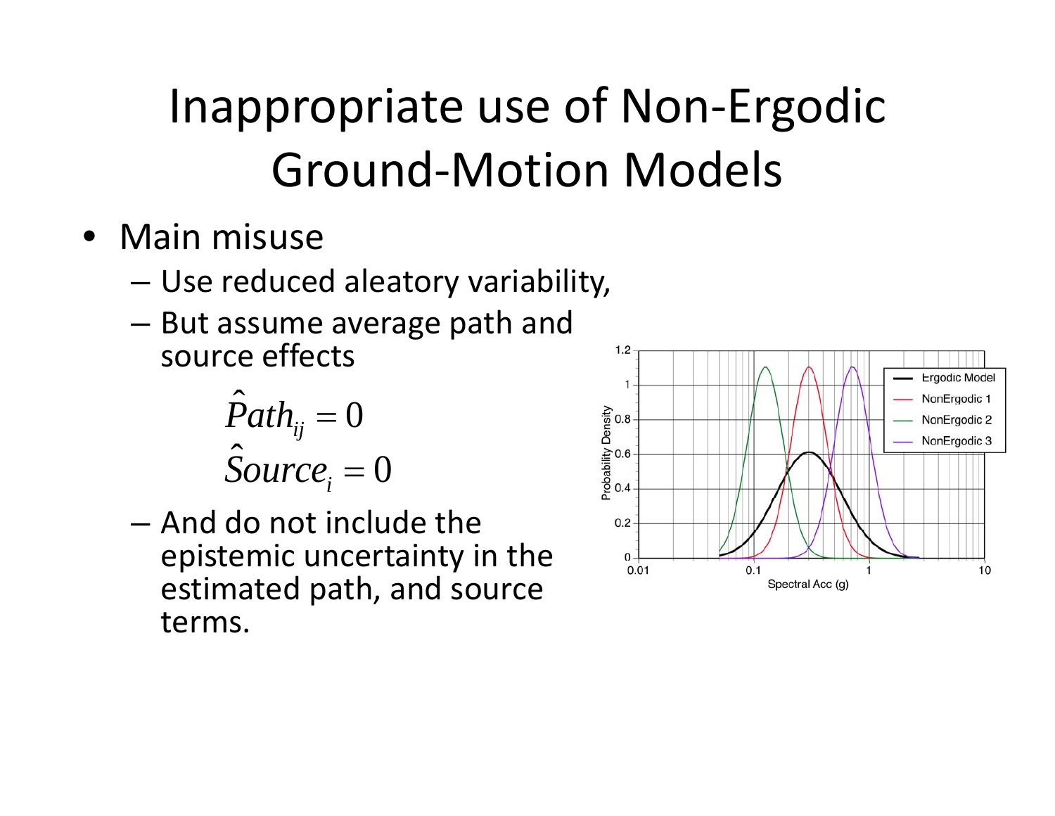# Inappropriate use of Non-Ergodic Ground-Motion Models

- Main misuse
  - Use reduced aleatory variability,
  - But assume average path and source effects

$$\hat{Path}_{ij} = 0$$

$$\hat{Source}_i = 0$$

  - And do not include the epistemic uncertainty in the estimated path, and source terms.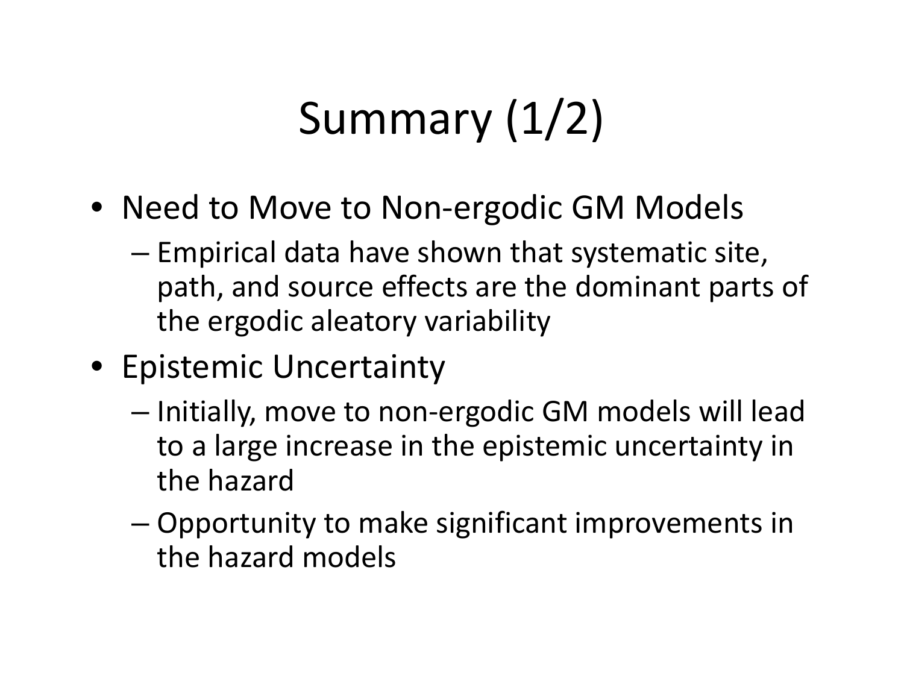# Summary (1/2)

- Need to Move to Non-ergodic GM Models
  - Empirical data have shown that systematic site, path, and source effects are the dominant parts of the ergodic aleatory variability
- Epistemic Uncertainty
  - Initially, move to non-ergodic GM models will lead to a large increase in the epistemic uncertainty in the hazard
  - Opportunity to make significant improvements in the hazard models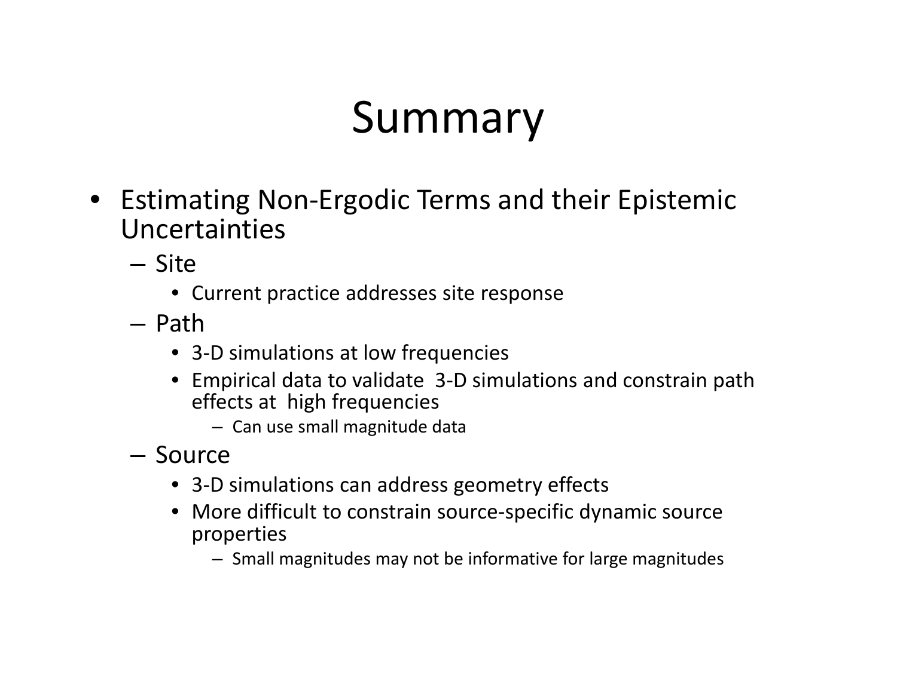# Summary

- Estimating Non-Ergodic Terms and their Epistemic Uncertainties
  - Site
    - Current practice addresses site response
  - Path
    - 3-D simulations at low frequencies
    - Empirical data to validate 3-D simulations and constrain path effects at high frequencies
      - Can use small magnitude data
  - Source
    - 3-D simulations can address geometry effects
    - More difficult to constrain source-specific dynamic source properties
      - Small magnitudes may not be informative for large magnitudes